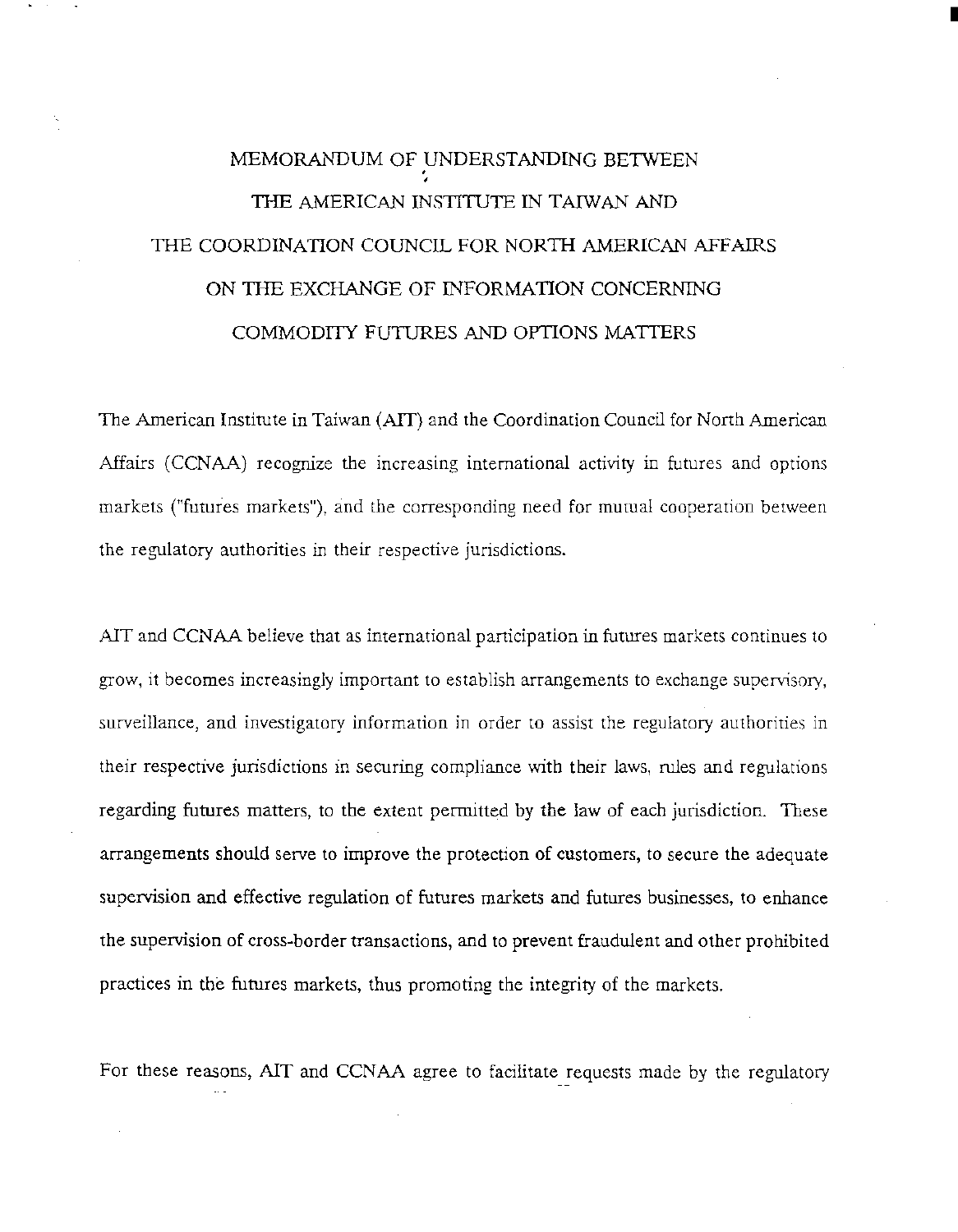# MEMORANDUM OF UNDERSTANDING BETWEEN THE AMERICAN INSTITUTE IN TAIWAN AND THE COORDINATION COUNCIL FOR NORTH AMERICAN AFFAIRS ON THE EXCHANGE OF INFORMATION CONCERNING COMMODITY FUTURES AND OPTIONS MATTERS

The American Institute in Taiwan (AIT) and the Coordination Council for North American Affairs (CCNAA) recognize the increasing international activity in futures and options markets ("futures markets"), and the corresponding need for mutual cooperation between the regulatory authorities in their respective jurisdictions.

AIT and CCNAA believe that as international participation in futures markets continues to grow, it becomes increasingly important to establish arrangements to exchange supervisory, surveillance, and investigatory information in order to assist the regulatory authorities in their respective jurisdictions in securing compliance with their laws, rules and regulations regarding futures matters, to the extent permitted by the law of each jurisdiction. These arrangements should serve to improve the protection of customers, to secure the adequate supervision and effective regulation of futures markets and futures businesses, to enhance the supervision of cross-border transactions, and to prevent fraudulent and other prohibited practices in the futures markets, thus promoting the integrity of the markets.

For these reasons, AIT and CCNAA agree to facilitate requests made by the regulatory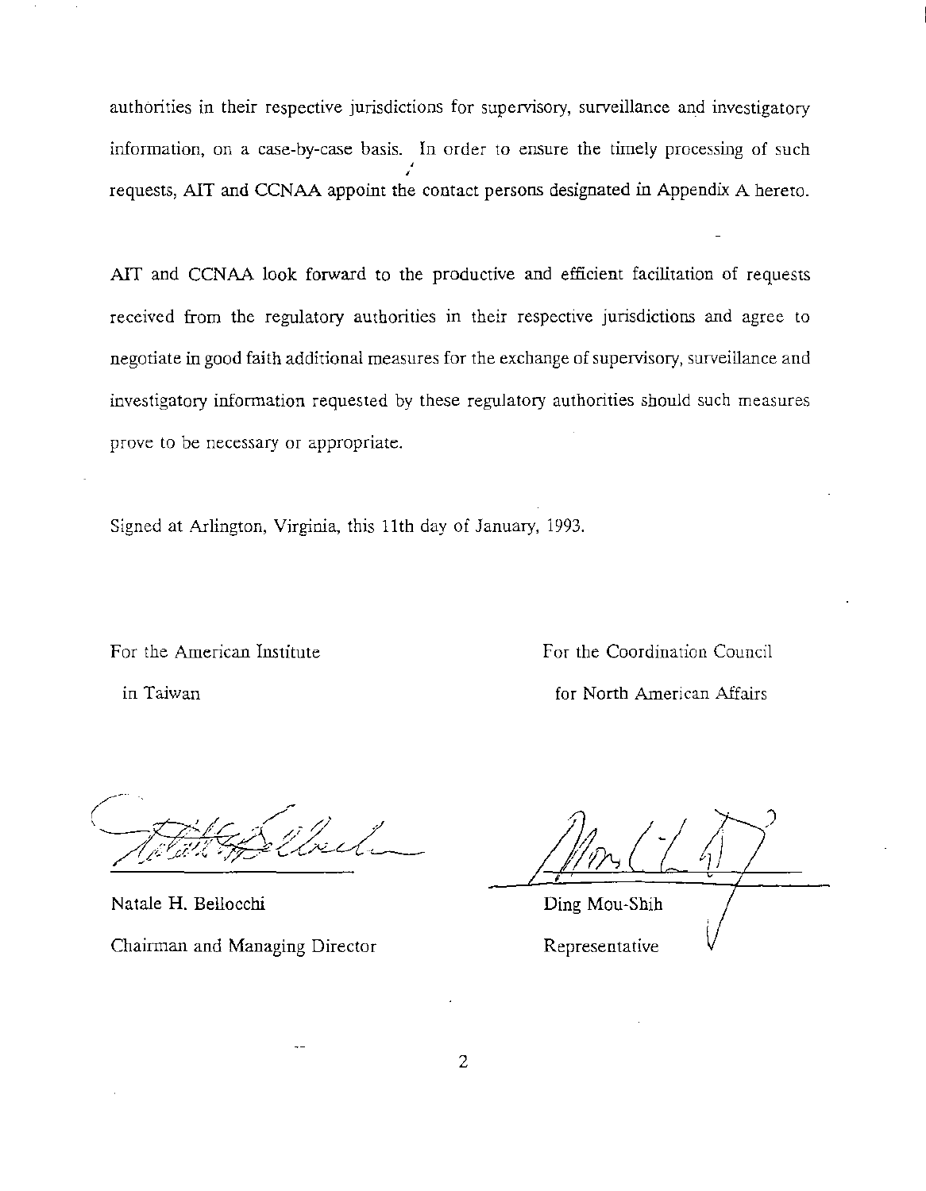authorities in their respective jurisdictions for supervisory, surveillance and investigatory information, on a case-by-case basis. In order to ensure the timely processing of such requests, AIT and CCNAA appoint the contact persons designated in Appendix A hereto.

AIT and CCNAA look forward to the productive and efficient facilitation of requests received from the regulatory authorities in their respective jurisdictions and agree to negotiate in good faith additional measures for the exchange of supervisory, surveillance and investigatory information requested by these regulatory authorities should such measures prove to be necessary or appropriate.

Signed at Arlington, Virginia, this 11th day of January, 1993.

For the American Institute in Taiwan

Natale H. Bellocchi
Chairman and Managing Director

For the Coordination Council for North American Affairs

Ding Mou-Shih
Representative